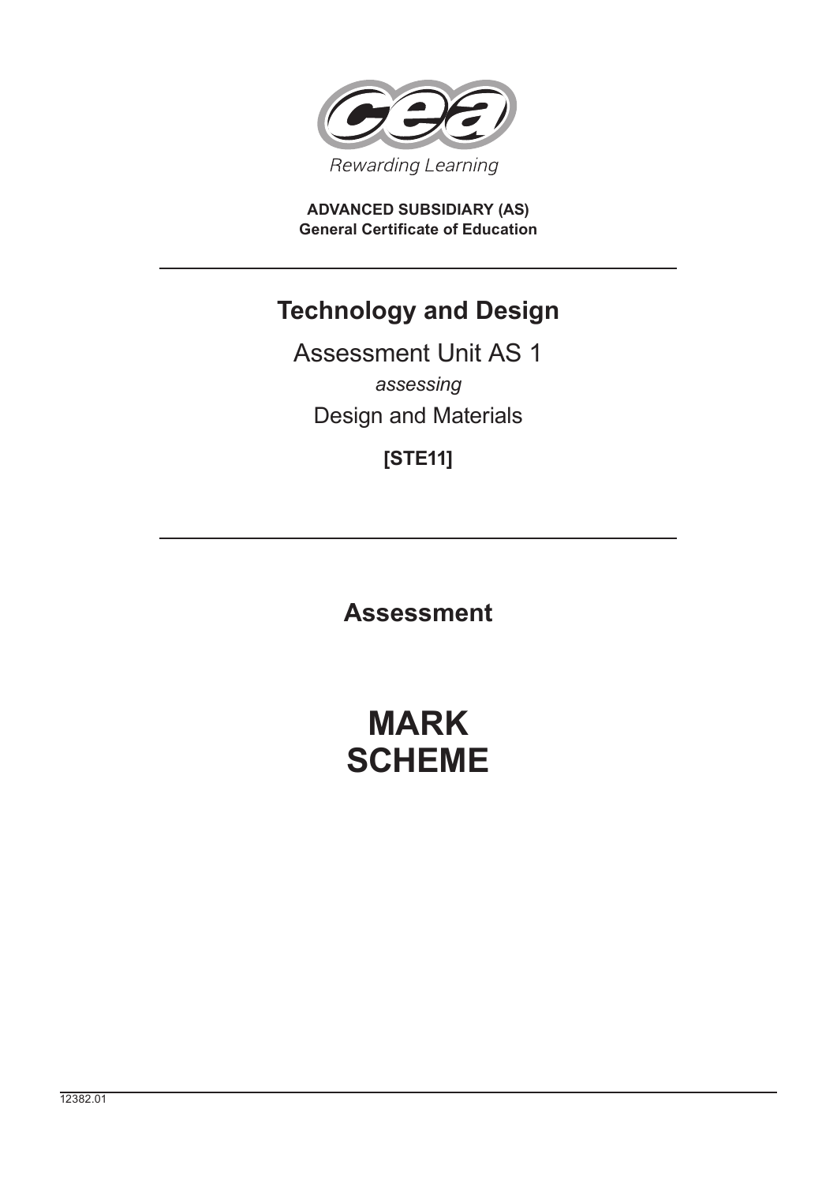Rewarding Learning

**ADVANCED SUBSIDIARY (AS)**
**General Certificate of Education**

# Technology and Design

Assessment Unit AS 1

*assessing*

Design and Materials

**[STE11]**

## Assessment

# MARK SCHEME

12382.01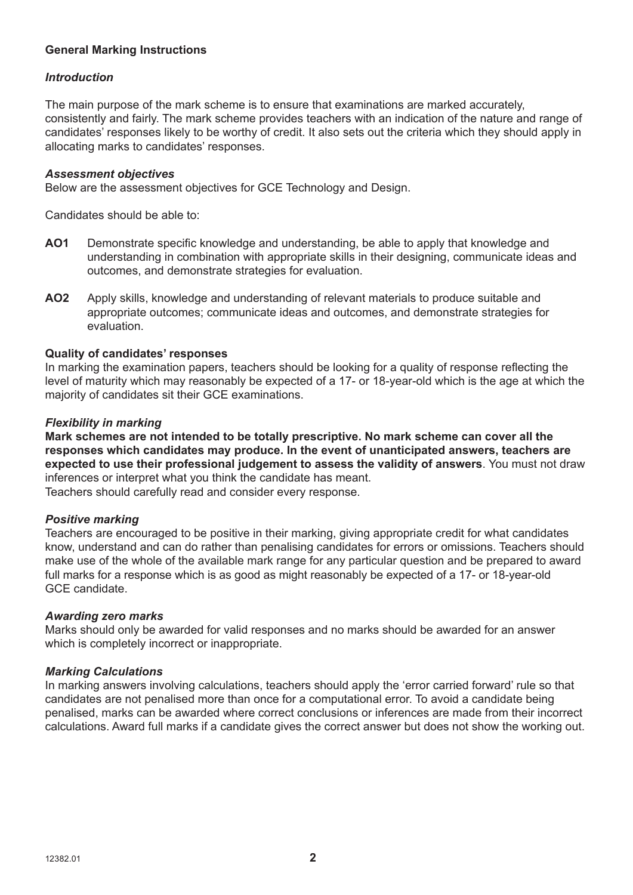**General Marking Instructions**

***Introduction***

The main purpose of the mark scheme is to ensure that examinations are marked accurately, consistently and fairly. The mark scheme provides teachers with an indication of the nature and range of candidates' responses likely to be worthy of credit. It also sets out the criteria which they should apply in allocating marks to candidates' responses.

***Assessment objectives***

Below are the assessment objectives for GCE Technology and Design.

Candidates should be able to:

**AO1** Demonstrate specific knowledge and understanding, be able to apply that knowledge and understanding in combination with appropriate skills in their designing, communicate ideas and outcomes, and demonstrate strategies for evaluation.

**AO2** Apply skills, knowledge and understanding of relevant materials to produce suitable and appropriate outcomes; communicate ideas and outcomes, and demonstrate strategies for evaluation.

**Quality of candidates' responses**

In marking the examination papers, teachers should be looking for a quality of response reflecting the level of maturity which may reasonably be expected of a 17- or 18-year-old which is the age at which the majority of candidates sit their GCE examinations.

***Flexibility in marking***

**Mark schemes are not intended to be totally prescriptive. No mark scheme can cover all the responses which candidates may produce. In the event of unanticipated answers, teachers are expected to use their professional judgement to assess the validity of answers**. You must not draw inferences or interpret what you think the candidate has meant.
Teachers should carefully read and consider every response.

***Positive marking***

Teachers are encouraged to be positive in their marking, giving appropriate credit for what candidates know, understand and can do rather than penalising candidates for errors or omissions. Teachers should make use of the whole of the available mark range for any particular question and be prepared to award full marks for a response which is as good as might reasonably be expected of a 17- or 18-year-old GCE candidate.

***Awarding zero marks***

Marks should only be awarded for valid responses and no marks should be awarded for an answer which is completely incorrect or inappropriate.

***Marking Calculations***

In marking answers involving calculations, teachers should apply the 'error carried forward' rule so that candidates are not penalised more than once for a computational error. To avoid a candidate being penalised, marks can be awarded where correct conclusions or inferences are made from their incorrect calculations. Award full marks if a candidate gives the correct answer but does not show the working out.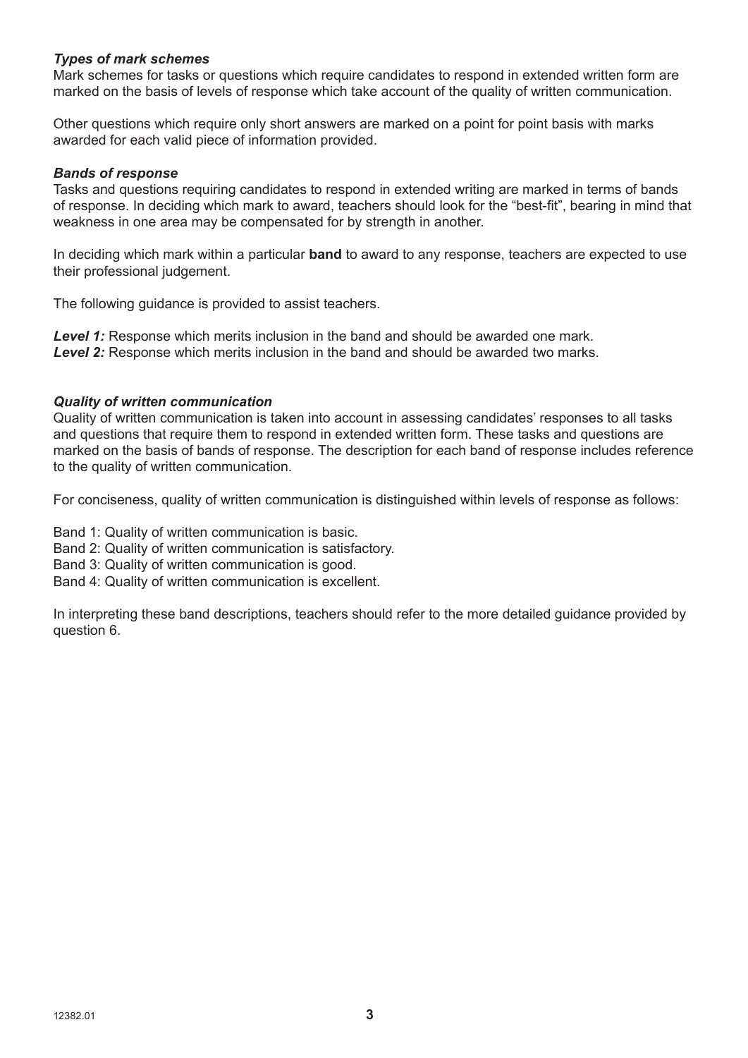***Types of mark schemes***
Mark schemes for tasks or questions which require candidates to respond in extended written form are marked on the basis of levels of response which take account of the quality of written communication.

Other questions which require only short answers are marked on a point for point basis with marks awarded for each valid piece of information provided.

***Bands of response***
Tasks and questions requiring candidates to respond in extended writing are marked in terms of bands of response. In deciding which mark to award, teachers should look for the "best-fit", bearing in mind that weakness in one area may be compensated for by strength in another.

In deciding which mark within a particular **band** to award to any response, teachers are expected to use their professional judgement.

The following guidance is provided to assist teachers.

***Level 1:*** Response which merits inclusion in the band and should be awarded one mark.
***Level 2:*** Response which merits inclusion in the band and should be awarded two marks.

***Quality of written communication***
Quality of written communication is taken into account in assessing candidates' responses to all tasks and questions that require them to respond in extended written form. These tasks and questions are marked on the basis of bands of response. The description for each band of response includes reference to the quality of written communication.

For conciseness, quality of written communication is distinguished within levels of response as follows:

Band 1: Quality of written communication is basic.
Band 2: Quality of written communication is satisfactory.
Band 3: Quality of written communication is good.
Band 4: Quality of written communication is excellent.

In interpreting these band descriptions, teachers should refer to the more detailed guidance provided by question 6.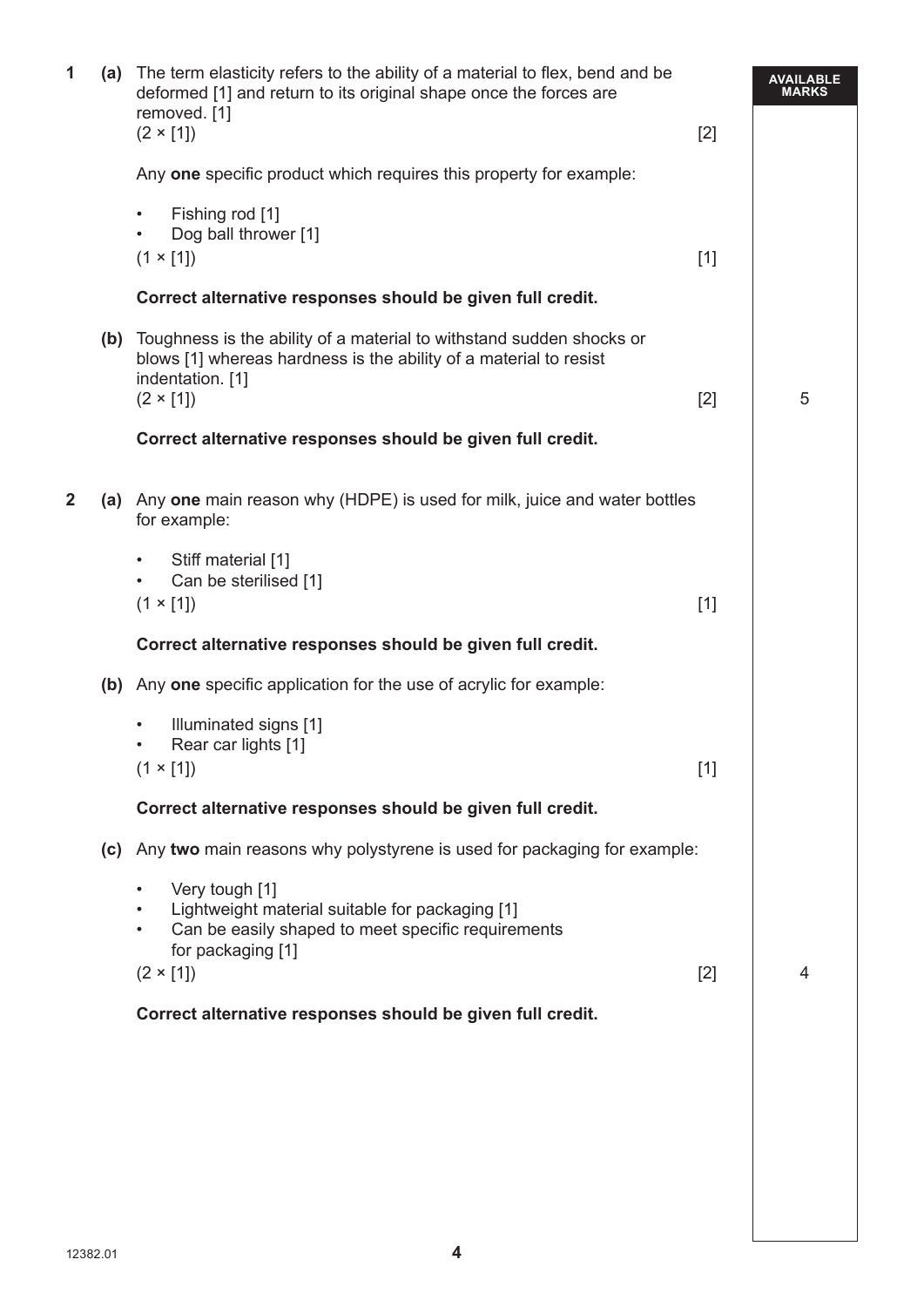AVAILABLE MARKS

**1** **(a)** The term elasticity refers to the ability of a material to flex, bend and be deformed [1] and return to its original shape once the forces are removed. [1]
(2 × [1]) [2]

Any **one** specific product which requires this property for example:

- Fishing rod [1]
- Dog ball thrower [1]

(1 × [1]) [1]

**Correct alternative responses should be given full credit.**

**(b)** Toughness is the ability of a material to withstand sudden shocks or blows [1] whereas hardness is the ability of a material to resist indentation. [1]
(2 × [1]) [2] — 5

**Correct alternative responses should be given full credit.**

**2** **(a)** Any **one** main reason why (HDPE) is used for milk, juice and water bottles for example:

- Stiff material [1]
- Can be sterilised [1]

(1 × [1]) [1]

**Correct alternative responses should be given full credit.**

**(b)** Any **one** specific application for the use of acrylic for example:

- Illuminated signs [1]
- Rear car lights [1]

(1 × [1]) [1]

**Correct alternative responses should be given full credit.**

**(c)** Any **two** main reasons why polystyrene is used for packaging for example:

- Very tough [1]
- Lightweight material suitable for packaging [1]
- Can be easily shaped to meet specific requirements for packaging [1]

(2 × [1]) [2] — 4

**Correct alternative responses should be given full credit.**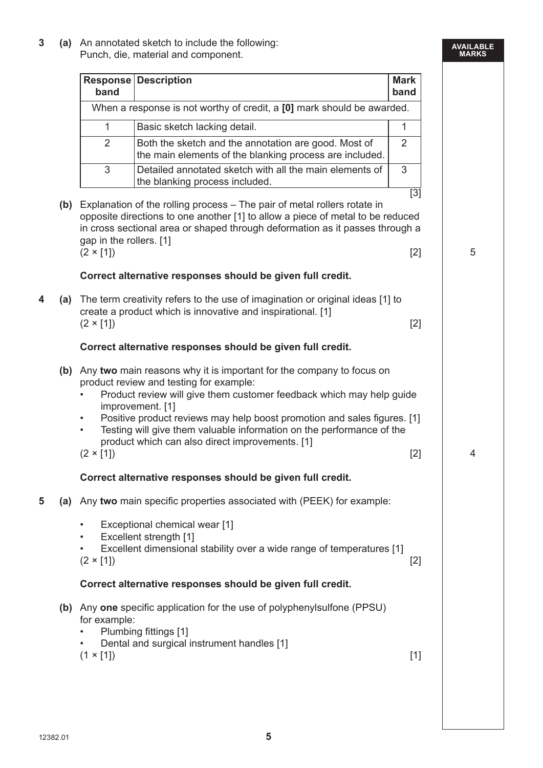**3 (a)** An annotated sketch to include the following:
Punch, die, material and component.

| Response band | Description | Mark band |
|---|---|---|
| When a response is not worthy of credit, a **[0]** mark should be awarded. | | |
| 1 | Basic sketch lacking detail. | 1 |
| 2 | Both the sketch and the annotation are good. Most of the main elements of the blanking process are included. | 2 |
| 3 | Detailed annotated sketch with all the main elements of the blanking process included. | 3 |

[3]

**(b)** Explanation of the rolling process – The pair of metal rollers rotate in opposite directions to one another [1] to allow a piece of metal to be reduced in cross sectional area or shaped through deformation as it passes through a gap in the rollers. [1]
(2 × [1]) [2]

**Correct alternative responses should be given full credit.**

AVAILABLE MARKS: 5

**4 (a)** The term creativity refers to the use of imagination or original ideas [1] to create a product which is innovative and inspirational. [1]
(2 × [1]) [2]

**Correct alternative responses should be given full credit.**

**(b)** Any **two** main reasons why it is important for the company to focus on product review and testing for example:

- Product review will give them customer feedback which may help guide improvement. [1]
- Positive product reviews may help boost promotion and sales figures. [1]
- Testing will give them valuable information on the performance of the product which can also direct improvements. [1]

(2 × [1]) [2]

**Correct alternative responses should be given full credit.**

AVAILABLE MARKS: 4

**5 (a)** Any **two** main specific properties associated with (PEEK) for example:

- Exceptional chemical wear [1]
- Excellent strength [1]
- Excellent dimensional stability over a wide range of temperatures [1]

(2 × [1]) [2]

**Correct alternative responses should be given full credit.**

**(b)** Any **one** specific application for the use of polyphenylsulfone (PPSU) for example:

- Plumbing fittings [1]
- Dental and surgical instrument handles [1]

(1 × [1]) [1]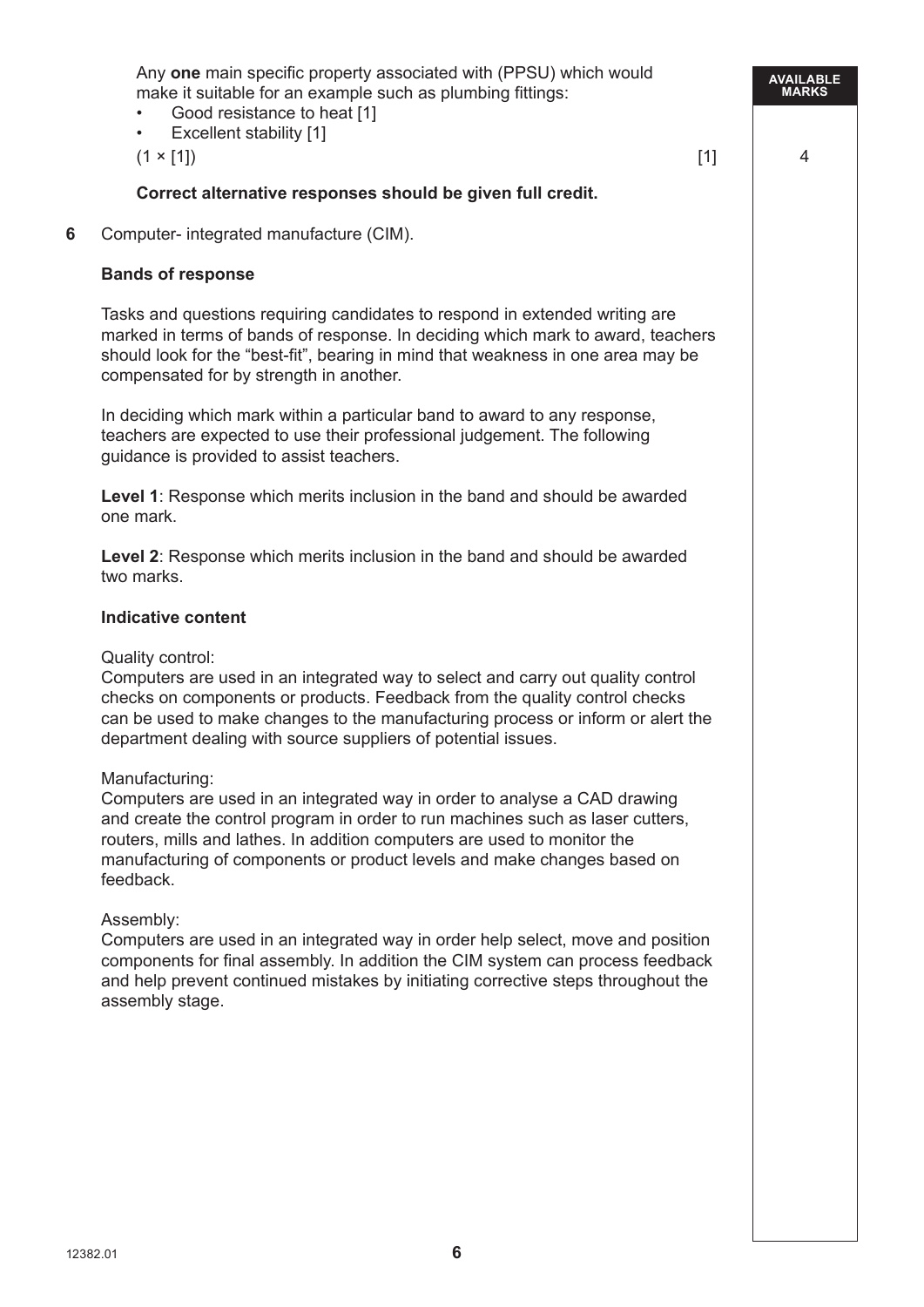Any **one** main specific property associated with (PPSU) which would make it suitable for an example such as plumbing fittings:

- Good resistance to heat [1]
- Excellent stability [1]

(1 × [1]) [1] 4

**Correct alternative responses should be given full credit.**

**6** Computer- integrated manufacture (CIM).

**Bands of response**

Tasks and questions requiring candidates to respond in extended writing are marked in terms of bands of response. In deciding which mark to award, teachers should look for the "best-fit", bearing in mind that weakness in one area may be compensated for by strength in another.

In deciding which mark within a particular band to award to any response, teachers are expected to use their professional judgement. The following guidance is provided to assist teachers.

**Level 1**: Response which merits inclusion in the band and should be awarded one mark.

**Level 2**: Response which merits inclusion in the band and should be awarded two marks.

**Indicative content**

Quality control:
Computers are used in an integrated way to select and carry out quality control checks on components or products. Feedback from the quality control checks can be used to make changes to the manufacturing process or inform or alert the department dealing with source suppliers of potential issues.

Manufacturing:
Computers are used in an integrated way in order to analyse a CAD drawing and create the control program in order to run machines such as laser cutters, routers, mills and lathes. In addition computers are used to monitor the manufacturing of components or product levels and make changes based on feedback.

Assembly:
Computers are used in an integrated way in order help select, move and position components for final assembly. In addition the CIM system can process feedback and help prevent continued mistakes by initiating corrective steps throughout the assembly stage.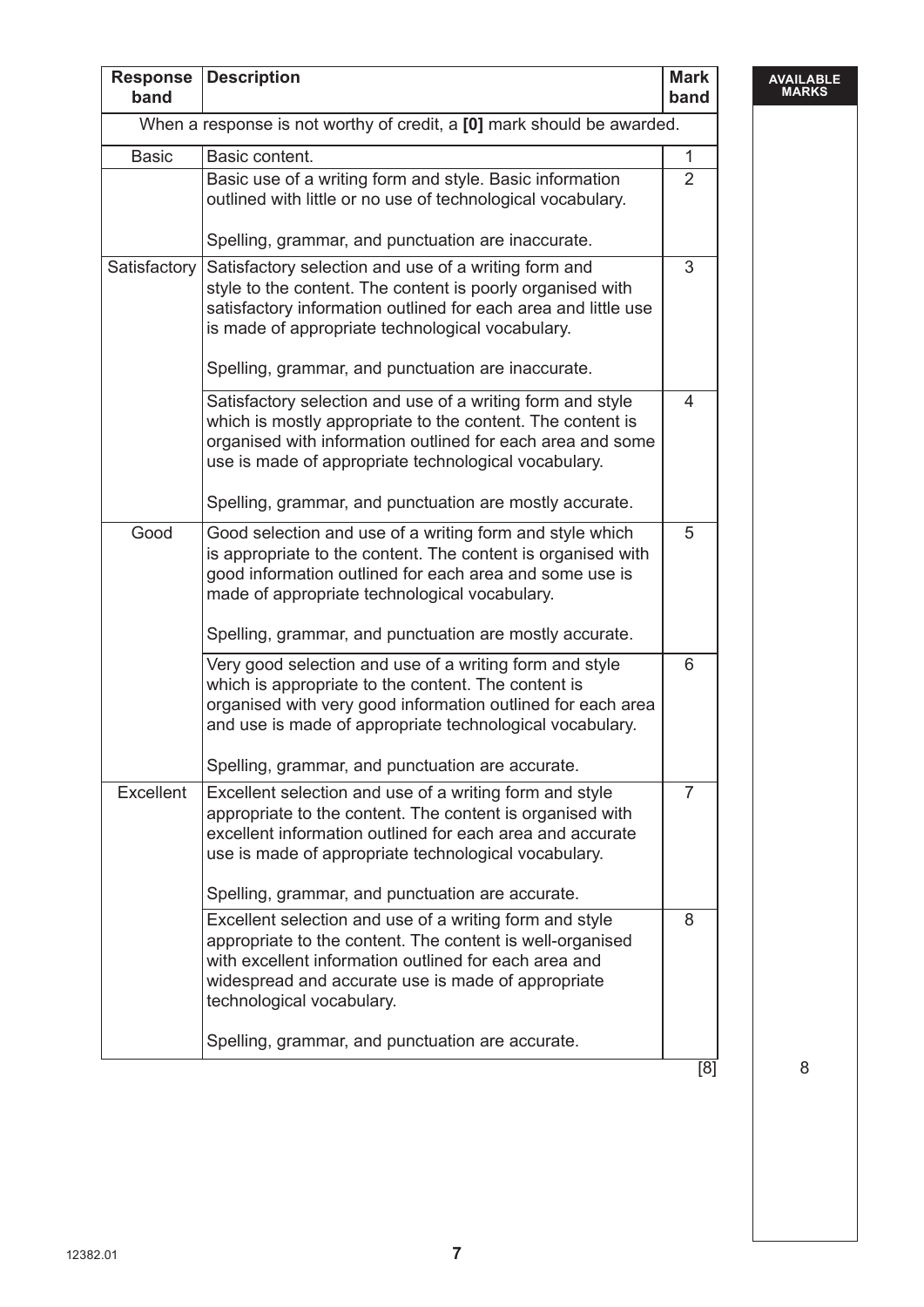| Response band | Description | Mark band |
|---|---|---|
| When a response is not worthy of credit, a **[0]** mark should be awarded. | | |
| Basic | Basic content. | 1 |
| | Basic use of a writing form and style. Basic information outlined with little or no use of technological vocabulary.<br><br>Spelling, grammar, and punctuation are inaccurate. | 2 |
| Satisfactory | Satisfactory selection and use of a writing form and style to the content. The content is poorly organised with satisfactory information outlined for each area and little use is made of appropriate technological vocabulary.<br><br>Spelling, grammar, and punctuation are inaccurate. | 3 |
| | Satisfactory selection and use of a writing form and style which is mostly appropriate to the content. The content is organised with information outlined for each area and some use is made of appropriate technological vocabulary.<br><br>Spelling, grammar, and punctuation are mostly accurate. | 4 |
| Good | Good selection and use of a writing form and style which is appropriate to the content. The content is organised with good information outlined for each area and some use is made of appropriate technological vocabulary.<br><br>Spelling, grammar, and punctuation are mostly accurate. | 5 |
| | Very good selection and use of a writing form and style which is appropriate to the content. The content is organised with very good information outlined for each area and use is made of appropriate technological vocabulary.<br><br>Spelling, grammar, and punctuation are accurate. | 6 |
| Excellent | Excellent selection and use of a writing form and style appropriate to the content. The content is organised with excellent information outlined for each area and accurate use is made of appropriate technological vocabulary.<br><br>Spelling, grammar, and punctuation are accurate. | 7 |
| | Excellent selection and use of a writing form and style appropriate to the content. The content is well-organised with excellent information outlined for each area and widespread and accurate use is made of appropriate technological vocabulary.<br><br>Spelling, grammar, and punctuation are accurate. | 8 |

[8]

AVAILABLE MARKS: 8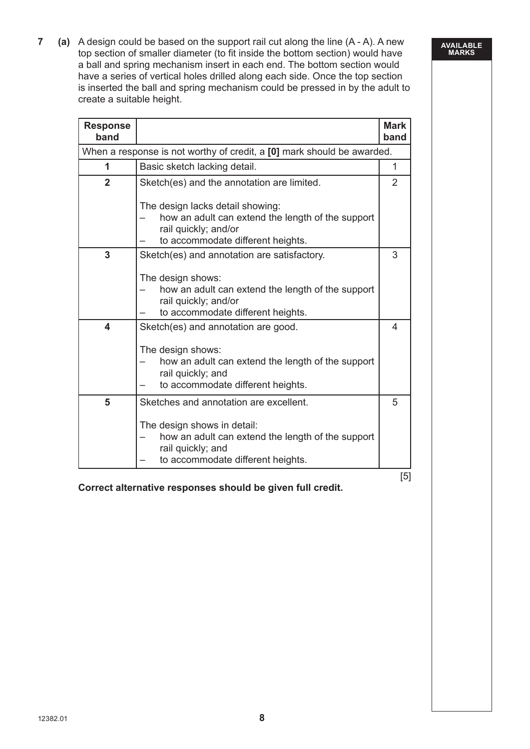**7 (a)** A design could be based on the support rail cut along the line (A - A). A new top section of smaller diameter (to fit inside the bottom section) would have a ball and spring mechanism insert in each end. The bottom section would have a series of vertical holes drilled along each side. Once the top section is inserted the ball and spring mechanism could be pressed in by the adult to create a suitable height.

| Response band | | Mark band |
|---|---|---|
| When a response is not worthy of credit, a **[0]** mark should be awarded. | | |
| 1 | Basic sketch lacking detail. | 1 |
| 2 | Sketch(es) and the annotation are limited.<br><br>The design lacks detail showing:<br>– how an adult can extend the length of the support rail quickly; and/or<br>– to accommodate different heights. | 2 |
| 3 | Sketch(es) and annotation are satisfactory.<br><br>The design shows:<br>– how an adult can extend the length of the support rail quickly; and/or<br>– to accommodate different heights. | 3 |
| 4 | Sketch(es) and annotation are good.<br><br>The design shows:<br>– how an adult can extend the length of the support rail quickly; and<br>– to accommodate different heights. | 4 |
| 5 | Sketches and annotation are excellent.<br><br>The design shows in detail:<br>– how an adult can extend the length of the support rail quickly; and<br>– to accommodate different heights. | 5 |

[5]

**Correct alternative responses should be given full credit.**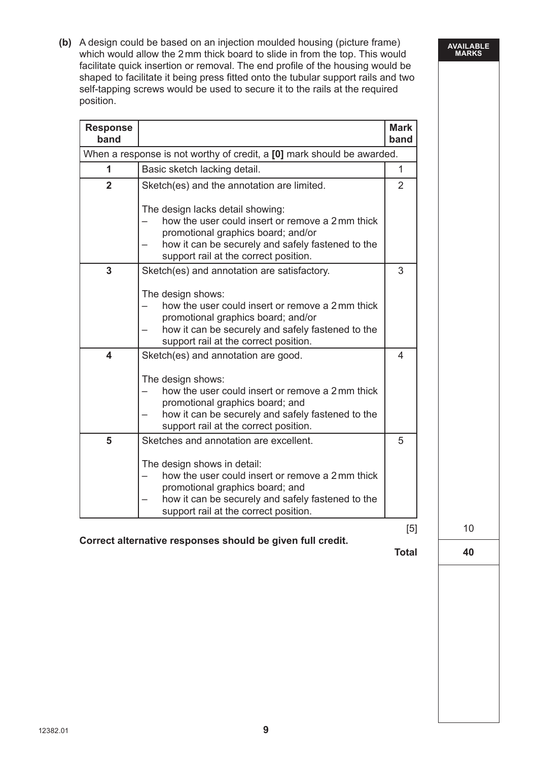**(b)** A design could be based on an injection moulded housing (picture frame) which would allow the 2 mm thick board to slide in from the top. This would facilitate quick insertion or removal. The end profile of the housing would be shaped to facilitate it being press fitted onto the tubular support rails and two self-tapping screws would be used to secure it to the rails at the required position.

| Response band | | Mark band |
|---|---|---|
| When a response is not worthy of credit, a **[0]** mark should be awarded. | | |
| **1** | Basic sketch lacking detail. | 1 |
| **2** | Sketch(es) and the annotation are limited.<br><br>The design lacks detail showing:<br>– how the user could insert or remove a 2 mm thick promotional graphics board; and/or<br>– how it can be securely and safely fastened to the support rail at the correct position. | 2 |
| **3** | Sketch(es) and annotation are satisfactory.<br><br>The design shows:<br>– how the user could insert or remove a 2 mm thick promotional graphics board; and/or<br>– how it can be securely and safely fastened to the support rail at the correct position. | 3 |
| **4** | Sketch(es) and annotation are good.<br><br>The design shows:<br>– how the user could insert or remove a 2 mm thick promotional graphics board; and<br>– how it can be securely and safely fastened to the support rail at the correct position. | 4 |
| **5** | Sketches and annotation are excellent.<br><br>The design shows in detail:<br>– how the user could insert or remove a 2 mm thick promotional graphics board; and<br>– how it can be securely and safely fastened to the support rail at the correct position. | 5 |

[5] — 10

**Correct alternative responses should be given full credit.**

**Total** — **40**